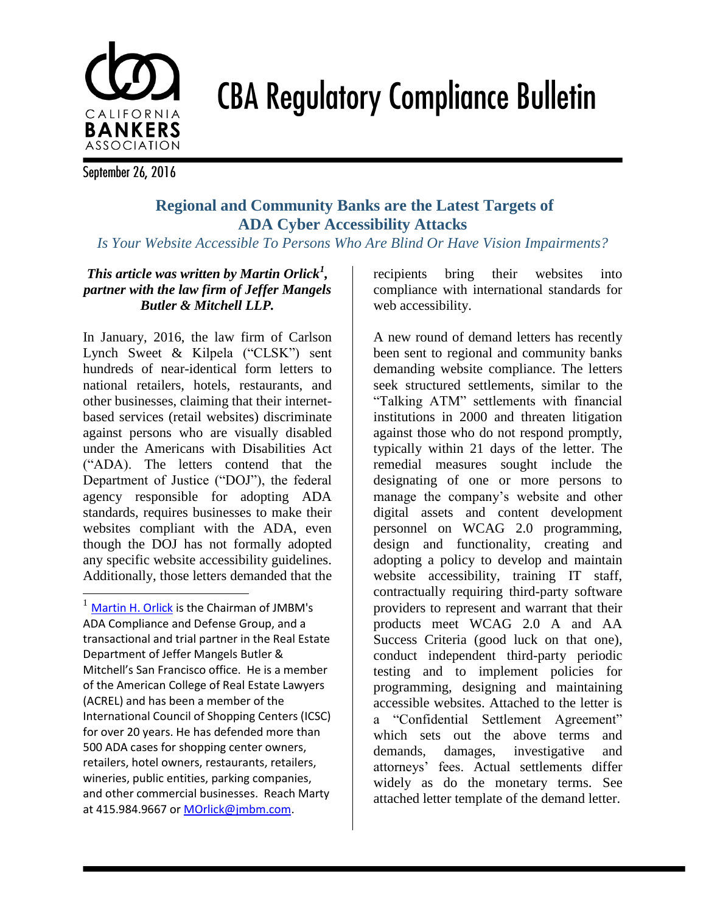# CBA Regulatory Compliance Bulletin

September 26, 2016

## Regional and Community Banks are the Latest Targets of ADA Cyber Accessibility Attacks

*Is Your Website Accessible To Persons Who Are Blind Or Have Vision Impairments?*

***This article was written by Martin Orlick[1], partner with the law firm of Jeffer Mangels Butler & Mitchell LLP.***

In January, 2016, the law firm of Carlson Lynch Sweet & Kilpela ("CLSK") sent hundreds of near-identical form letters to national retailers, hotels, restaurants, and other businesses, claiming that their internet-based services (retail websites) discriminate against persons who are visually disabled under the Americans with Disabilities Act ("ADA). The letters contend that the Department of Justice ("DOJ"), the federal agency responsible for adopting ADA standards, requires businesses to make their websites compliant with the ADA, even though the DOJ has not formally adopted any specific website accessibility guidelines. Additionally, those letters demanded that the recipients bring their websites into compliance with international standards for web accessibility.

A new round of demand letters has recently been sent to regional and community banks demanding website compliance. The letters seek structured settlements, similar to the "Talking ATM" settlements with financial institutions in 2000 and threaten litigation against those who do not respond promptly, typically within 21 days of the letter. The remedial measures sought include the designating of one or more persons to manage the company's website and other digital assets and content development personnel on WCAG 2.0 programming, design and functionality, creating and adopting a policy to develop and maintain website accessibility, training IT staff, contractually requiring third-party software providers to represent and warrant that their products meet WCAG 2.0 A and AA Success Criteria (good luck on that one), conduct independent third-party periodic testing and to implement policies for programming, designing and maintaining accessible websites. Attached to the letter is a "Confidential Settlement Agreement" which sets out the above terms and demands, damages, investigative and attorneys' fees. Actual settlements differ widely as do the monetary terms. See attached letter template of the demand letter.

---

[1] Martin H. Orlick is the Chairman of JMBM's ADA Compliance and Defense Group, and a transactional and trial partner in the Real Estate Department of Jeffer Mangels Butler & Mitchell's San Francisco office. He is a member of the American College of Real Estate Lawyers (ACREL) and has been a member of the International Council of Shopping Centers (ICSC) for over 20 years. He has defended more than 500 ADA cases for shopping center owners, retailers, hotel owners, restaurants, retailers, wineries, public entities, parking companies, and other commercial businesses. Reach Marty at 415.984.9667 or MOrlick@jmbm.com.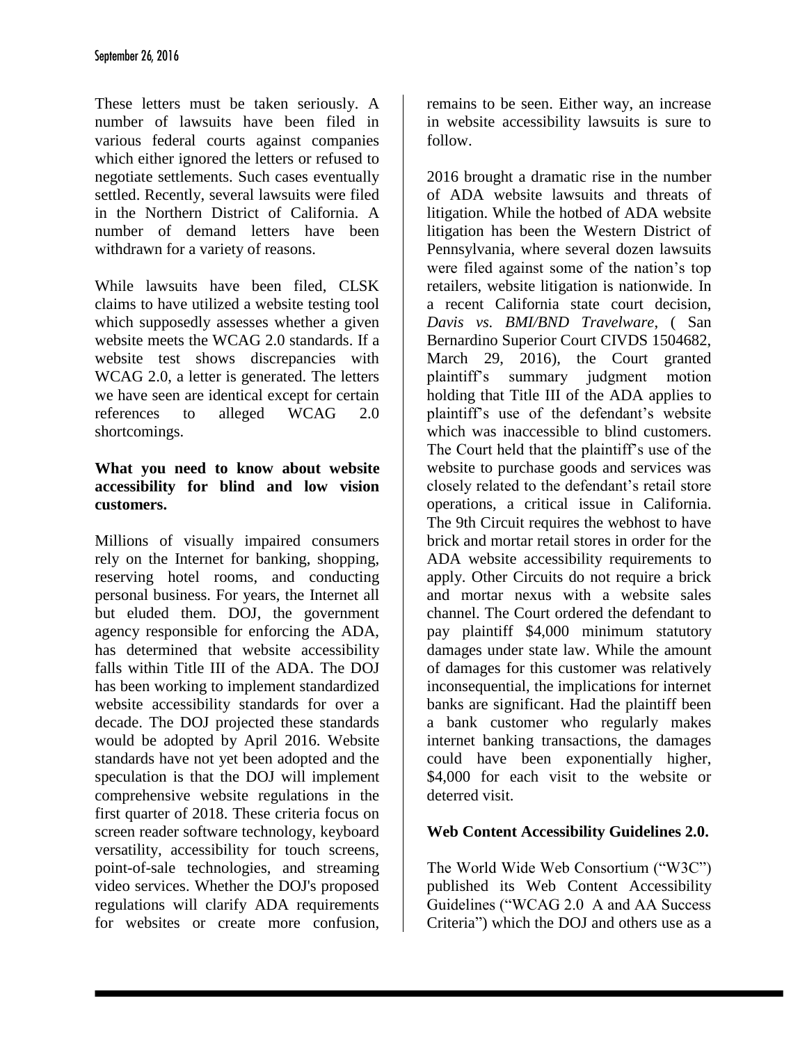These letters must be taken seriously. A number of lawsuits have been filed in various federal courts against companies which either ignored the letters or refused to negotiate settlements. Such cases eventually settled. Recently, several lawsuits were filed in the Northern District of California. A number of demand letters have been withdrawn for a variety of reasons.

While lawsuits have been filed, CLSK claims to have utilized a website testing tool which supposedly assesses whether a given website meets the WCAG 2.0 standards. If a website test shows discrepancies with WCAG 2.0, a letter is generated. The letters we have seen are identical except for certain references to alleged WCAG 2.0 shortcomings.

**What you need to know about website accessibility for blind and low vision customers.**

Millions of visually impaired consumers rely on the Internet for banking, shopping, reserving hotel rooms, and conducting personal business. For years, the Internet all but eluded them. DOJ, the government agency responsible for enforcing the ADA, has determined that website accessibility falls within Title III of the ADA. The DOJ has been working to implement standardized website accessibility standards for over a decade. The DOJ projected these standards would be adopted by April 2016. Website standards have not yet been adopted and the speculation is that the DOJ will implement comprehensive website regulations in the first quarter of 2018. These criteria focus on screen reader software technology, keyboard versatility, accessibility for touch screens, point-of-sale technologies, and streaming video services. Whether the DOJ's proposed regulations will clarify ADA requirements for websites or create more confusion, remains to be seen. Either way, an increase in website accessibility lawsuits is sure to follow.

2016 brought a dramatic rise in the number of ADA website lawsuits and threats of litigation. While the hotbed of ADA website litigation has been the Western District of Pennsylvania, where several dozen lawsuits were filed against some of the nation's top retailers, website litigation is nationwide. In a recent California state court decision, *Davis vs. BMI/BND Travelware*, ( San Bernardino Superior Court CIVDS 1504682, March 29, 2016), the Court granted plaintiff's summary judgment motion holding that Title III of the ADA applies to plaintiff's use of the defendant's website which was inaccessible to blind customers. The Court held that the plaintiff's use of the website to purchase goods and services was closely related to the defendant's retail store operations, a critical issue in California. The 9th Circuit requires the webhost to have brick and mortar retail stores in order for the ADA website accessibility requirements to apply. Other Circuits do not require a brick and mortar nexus with a website sales channel. The Court ordered the defendant to pay plaintiff $4,000 minimum statutory damages under state law. While the amount of damages for this customer was relatively inconsequential, the implications for internet banks are significant. Had the plaintiff been a bank customer who regularly makes internet banking transactions, the damages could have been exponentially higher, $4,000 for each visit to the website or deterred visit.

**Web Content Accessibility Guidelines 2.0.**

The World Wide Web Consortium ("W3C") published its Web Content Accessibility Guidelines ("WCAG 2.0 A and AA Success Criteria") which the DOJ and others use as a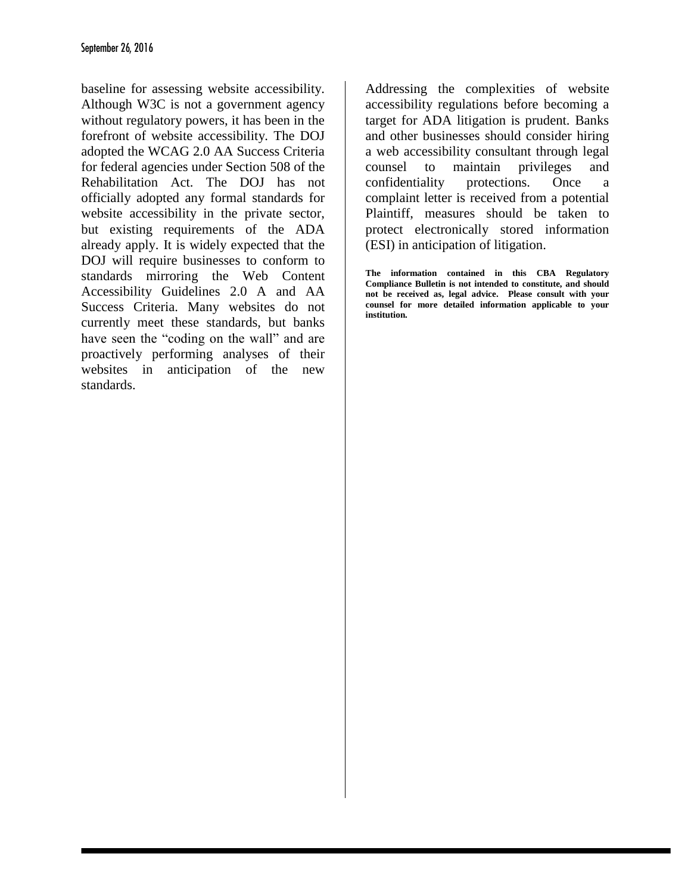baseline for assessing website accessibility. Although W3C is not a government agency without regulatory powers, it has been in the forefront of website accessibility. The DOJ adopted the WCAG 2.0 AA Success Criteria for federal agencies under Section 508 of the Rehabilitation Act. The DOJ has not officially adopted any formal standards for website accessibility in the private sector, but existing requirements of the ADA already apply. It is widely expected that the DOJ will require businesses to conform to standards mirroring the Web Content Accessibility Guidelines 2.0 A and AA Success Criteria. Many websites do not currently meet these standards, but banks have seen the "coding on the wall" and are proactively performing analyses of their websites in anticipation of the new standards.

Addressing the complexities of website accessibility regulations before becoming a target for ADA litigation is prudent. Banks and other businesses should consider hiring a web accessibility consultant through legal counsel to maintain privileges and confidentiality protections. Once a complaint letter is received from a potential Plaintiff, measures should be taken to protect electronically stored information (ESI) in anticipation of litigation.

**The information contained in this CBA Regulatory Compliance Bulletin is not intended to constitute, and should not be received as, legal advice. Please consult with your counsel for more detailed information applicable to your institution.**